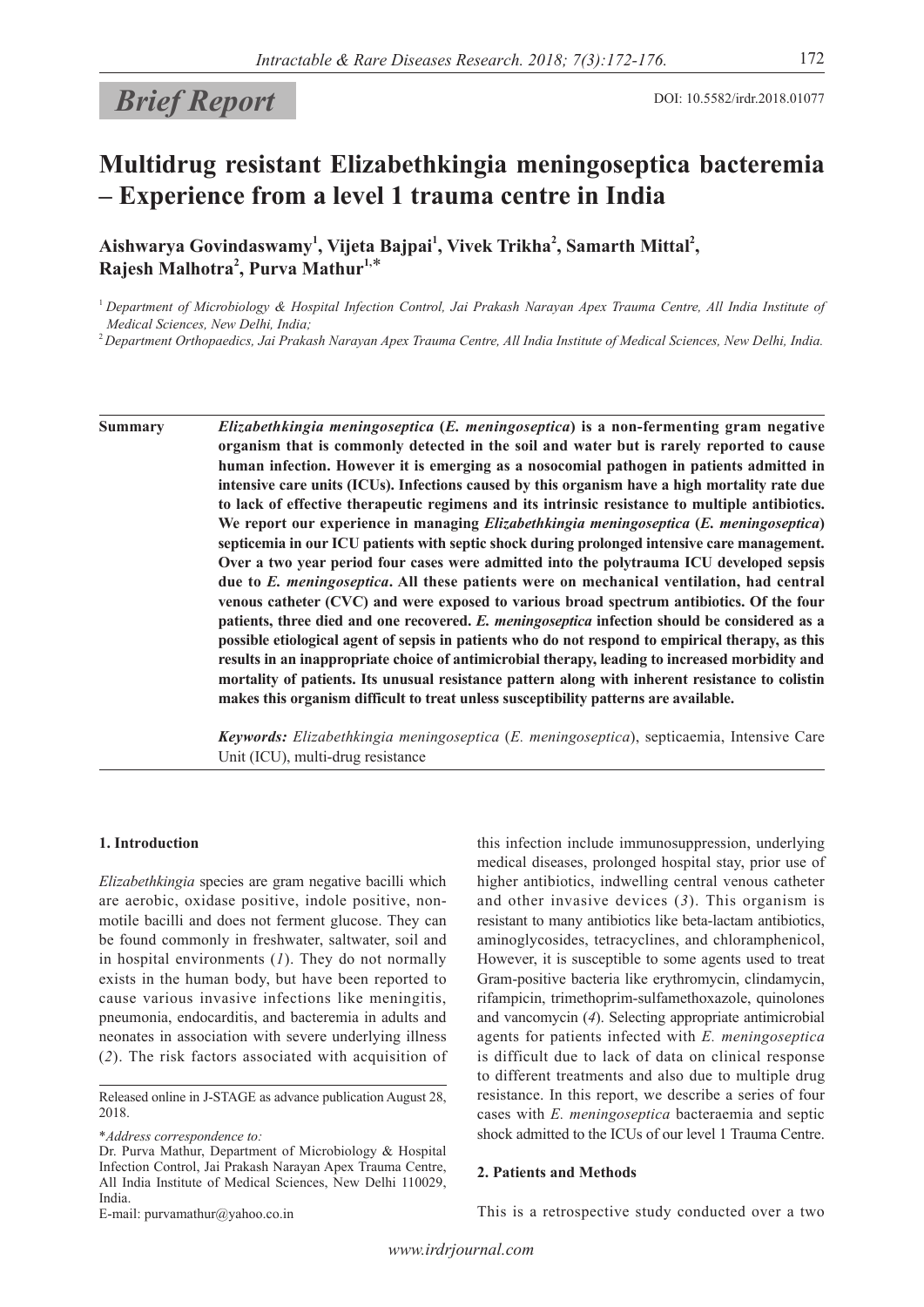**Brief Report**

DOI: 10.5582/irdr.2018.01077

# Multidrug resistant Elizabethkingia meningoseptica bacteremia – Experience from a level 1 trauma centre in India

**Aishwarya Govindaswamy[1], Vijeta Bajpai[1], Vivek Trikha[2], Samarth Mittal[2], Rajesh Malhotra[2], Purva Mathur[1,]***

[1] *Department of Microbiology & Hospital Infection Control, Jai Prakash Narayan Apex Trauma Centre, All India Institute of Medical Sciences, New Delhi, India;*

[2] *Department Orthopaedics, Jai Prakash Narayan Apex Trauma Centre, All India Institute of Medical Sciences, New Delhi, India.*

---

**Summary** ***Elizabethkingia meningoseptica*** **(*E. meningoseptica*) is a non-fermenting gram negative organism that is commonly detected in the soil and water but is rarely reported to cause human infection. However it is emerging as a nosocomial pathogen in patients admitted in intensive care units (ICUs). Infections caused by this organism have a high mortality rate due to lack of effective therapeutic regimens and its intrinsic resistance to multiple antibiotics. We report our experience in managing *Elizabethkingia meningoseptica* (*E. meningoseptica*) septicemia in our ICU patients with septic shock during prolonged intensive care management. Over a two year period four cases were admitted into the polytrauma ICU developed sepsis due to *E. meningoseptica*. All these patients were on mechanical ventilation, had central venous catheter (CVC) and were exposed to various broad spectrum antibiotics. Of the four patients, three died and one recovered. *E. meningoseptica* infection should be considered as a possible etiological agent of sepsis in patients who do not respond to empirical therapy, as this results in an inappropriate choice of antimicrobial therapy, leading to increased morbidity and mortality of patients. Its unusual resistance pattern along with inherent resistance to colistin makes this organism difficult to treat unless susceptibility patterns are available.**

***Keywords:*** *Elizabethkingia meningoseptica* (*E. meningoseptica*), septicaemia, Intensive Care Unit (ICU), multi-drug resistance

---

## 1. Introduction

*Elizabethkingia* species are gram negative bacilli which are aerobic, oxidase positive, indole positive, non-motile bacilli and does not ferment glucose. They can be found commonly in freshwater, saltwater, soil and in hospital environments (*1*). They do not normally exists in the human body, but have been reported to cause various invasive infections like meningitis, pneumonia, endocarditis, and bacteremia in adults and neonates in association with severe underlying illness (*2*). The risk factors associated with acquisition of this infection include immunosuppression, underlying medical diseases, prolonged hospital stay, prior use of higher antibiotics, indwelling central venous catheter and other invasive devices (*3*). This organism is resistant to many antibiotics like beta-lactam antibiotics, aminoglycosides, tetracyclines, and chloramphenicol, However, it is susceptible to some agents used to treat Gram-positive bacteria like erythromycin, clindamycin, rifampicin, trimethoprim-sulfamethoxazole, quinolones and vancomycin (*4*). Selecting appropriate antimicrobial agents for patients infected with *E. meningoseptica* is difficult due to lack of data on clinical response to different treatments and also due to multiple drug resistance. In this report, we describe a series of four cases with *E. meningoseptica* bacteraemia and septic shock admitted to the ICUs of our level 1 Trauma Centre.

Released online in J-STAGE as advance publication August 28, 2018.

**Address correspondence to:*
Dr. Purva Mathur, Department of Microbiology & Hospital Infection Control, Jai Prakash Narayan Apex Trauma Centre, All India Institute of Medical Sciences, New Delhi 110029, India.
E-mail: purvamathur@yahoo.co.in

## 2. Patients and Methods

This is a retrospective study conducted over a two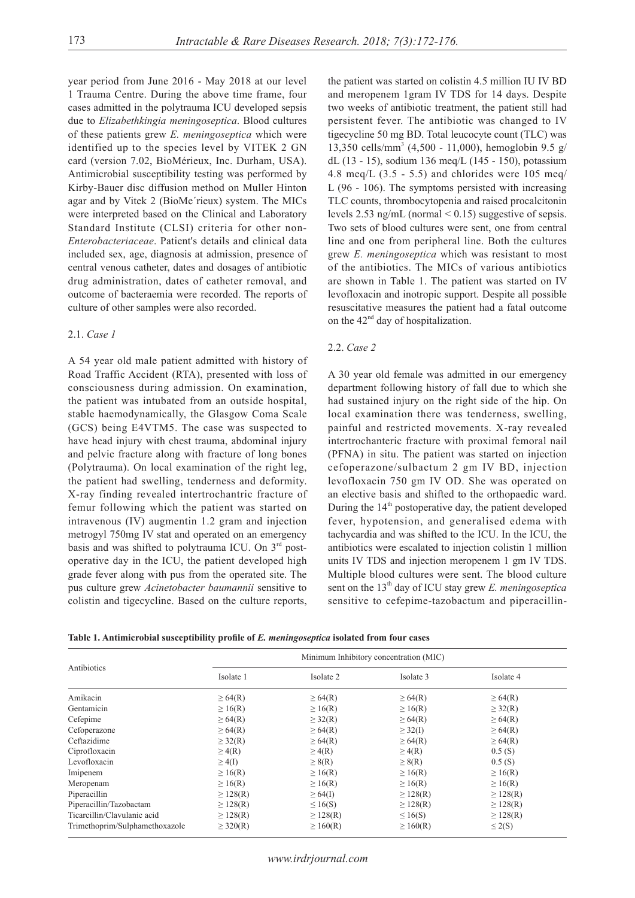year period from June 2016 - May 2018 at our level 1 Trauma Centre. During the above time frame, four cases admitted in the polytrauma ICU developed sepsis due to *Elizabethkingia meningoseptica*. Blood cultures of these patients grew *E. meningoseptica* which were identified up to the species level by VITEK 2 GN card (version 7.02, BioMérieux, Inc. Durham, USA). Antimicrobial susceptibility testing was performed by Kirby-Bauer disc diffusion method on Muller Hinton agar and by Vitek 2 (BioMe´rieux) system. The MICs were interpreted based on the Clinical and Laboratory Standard Institute (CLSI) criteria for other non-*Enterobacteriaceae*. Patient's details and clinical data included sex, age, diagnosis at admission, presence of central venous catheter, dates and dosages of antibiotic drug administration, dates of catheter removal, and outcome of bacteraemia were recorded. The reports of culture of other samples were also recorded.

### 2.1. *Case 1*

A 54 year old male patient admitted with history of Road Traffic Accident (RTA), presented with loss of consciousness during admission. On examination, the patient was intubated from an outside hospital, stable haemodynamically, the Glasgow Coma Scale (GCS) being E4VTM5. The case was suspected to have head injury with chest trauma, abdominal injury and pelvic fracture along with fracture of long bones (Polytrauma). On local examination of the right leg, the patient had swelling, tenderness and deformity. X-ray finding revealed intertrochantric fracture of femur following which the patient was started on intravenous (IV) augmentin 1.2 gram and injection metrogyl 750mg IV stat and operated on an emergency basis and was shifted to polytrauma ICU. On 3rd post-operative day in the ICU, the patient developed high grade fever along with pus from the operated site. The pus culture grew *Acinetobacter baumannii* sensitive to colistin and tigecycline. Based on the culture reports, the patient was started on colistin 4.5 million IU IV BD and meropenem 1gram IV TDS for 14 days. Despite two weeks of antibiotic treatment, the patient still had persistent fever. The antibiotic was changed to IV tigecycline 50 mg BD. Total leucocyte count (TLC) was 13,350 cells/mm$^3$ (4,500 - 11,000), hemoglobin 9.5 g/dL (13 - 15), sodium 136 meq/L (145 - 150), potassium 4.8 meq/L (3.5 - 5.5) and chlorides were 105 meq/L (96 - 106). The symptoms persisted with increasing TLC counts, thrombocytopenia and raised procalcitonin levels 2.53 ng/mL (normal < 0.15) suggestive of sepsis. Two sets of blood cultures were sent, one from central line and one from peripheral line. Both the cultures grew *E. meningoseptica* which was resistant to most of the antibiotics. The MICs of various antibiotics are shown in Table 1. The patient was started on IV levofloxacin and inotropic support. Despite all possible resuscitative measures the patient had a fatal outcome on the 42nd day of hospitalization.

### 2.2. *Case 2*

A 30 year old female was admitted in our emergency department following history of fall due to which she had sustained injury on the right side of the hip. On local examination there was tenderness, swelling, painful and restricted movements. X-ray revealed intertrochanteric fracture with proximal femoral nail (PFNA) in situ. The patient was started on injection cefoperazone/sulbactum 2 gm IV BD, injection levofloxacin 750 gm IV OD. She was operated on an elective basis and shifted to the orthopaedic ward. During the 14th postoperative day, the patient developed fever, hypotension, and generalised edema with tachycardia and was shifted to the ICU. In the ICU, the antibiotics were escalated to injection colistin 1 million units IV TDS and injection meropenem 1 gm IV TDS. Multiple blood cultures were sent. The blood culture sent on the 13th day of ICU stay grew *E. meningoseptica* sensitive to cefepime-tazobactum and piperacillin-

**Table 1. Antimicrobial susceptibility profile of *E. meningoseptica* isolated from four cases**

| Antibiotics | Minimum Inhibitory concentration (MIC) | | | |
|---|---|---|---|---|
| | Isolate 1 | Isolate 2 | Isolate 3 | Isolate 4 |
| Amikacin | ≥ 64(R) | ≥ 64(R) | ≥ 64(R) | ≥ 64(R) |
| Gentamicin | ≥ 16(R) | ≥ 16(R) | ≥ 16(R) | ≥ 32(R) |
| Cefepime | ≥ 64(R) | ≥ 32(R) | ≥ 64(R) | ≥ 64(R) |
| Cefoperazone | ≥ 64(R) | ≥ 64(R) | ≥ 32(I) | ≥ 64(R) |
| Ceftazidime | ≥ 32(R) | ≥ 64(R) | ≥ 64(R) | ≥ 64(R) |
| Ciprofloxacin | ≥ 4(R) | ≥ 4(R) | ≥ 4(R) | 0.5 (S) |
| Levofloxacin | ≥ 4(I) | ≥ 8(R) | ≥ 8(R) | 0.5 (S) |
| Imipenem | ≥ 16(R) | ≥ 16(R) | ≥ 16(R) | ≥ 16(R) |
| Meropenam | ≥ 16(R) | ≥ 16(R) | ≥ 16(R) | ≥ 16(R) |
| Piperacillin | ≥ 128(R) | ≥ 64(I) | ≥ 128(R) | ≥ 128(R) |
| Piperacillin/Tazobactam | ≥ 128(R) | ≤ 16(S) | ≥ 128(R) | ≥ 128(R) |
| Ticarcillin/Clavulanic acid | ≥ 128(R) | ≥ 128(R) | ≤ 16(S) | ≥ 128(R) |
| Trimethoprim/Sulphamethoxazole | ≥ 320(R) | ≥ 160(R) | ≥ 160(R) | ≤ 2(S) |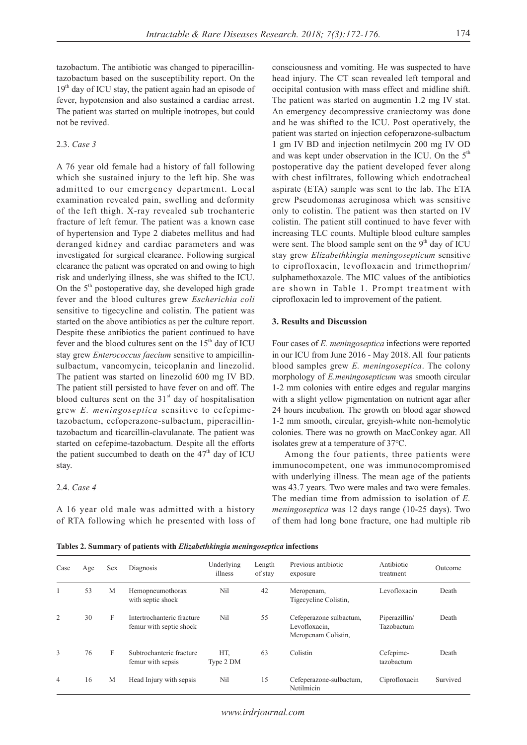tazobactum. The antibiotic was changed to piperacillin-tazobactum based on the susceptibility report. On the 19th day of ICU stay, the patient again had an episode of fever, hypotension and also sustained a cardiac arrest. The patient was started on multiple inotropes, but could not be revived.

### 2.3. *Case 3*

A 76 year old female had a history of fall following which she sustained injury to the left hip. She was admitted to our emergency department. Local examination revealed pain, swelling and deformity of the left thigh. X-ray revealed sub trochanteric fracture of left femur. The patient was a known case of hypertension and Type 2 diabetes mellitus and had deranged kidney and cardiac parameters and was investigated for surgical clearance. Following surgical clearance the patient was operated on and owing to high risk and underlying illness, she was shifted to the ICU. On the 5th postoperative day, she developed high grade fever and the blood cultures grew *Escherichia coli* sensitive to tigecycline and colistin. The patient was started on the above antibiotics as per the culture report. Despite these antibiotics the patient continued to have fever and the blood cultures sent on the 15th day of ICU stay grew *Enterococcus faecium* sensitive to ampicillin-sulbactum, vancomycin, teicoplanin and linezolid. The patient was started on linezolid 600 mg IV BD. The patient still persisted to have fever on and off. The blood cultures sent on the 31st day of hospitalisation grew *E. meningoseptica* sensitive to cefepime-tazobactum, cefoperazone-sulbactum, piperacillin-tazobactum and ticarcillin-clavulanate. The patient was started on cefepime-tazobactum. Despite all the efforts the patient succumbed to death on the 47th day of ICU stay.

### 2.4. *Case 4*

A 16 year old male was admitted with a history of RTA following which he presented with loss of consciousness and vomiting. He was suspected to have head injury. The CT scan revealed left temporal and occipital contusion with mass effect and midline shift. The patient was started on augmentin 1.2 mg IV stat. An emergency decompressive craniectomy was done and he was shifted to the ICU. Post operatively, the patient was started on injection cefoperazone-sulbactum 1 gm IV BD and injection netilmycin 200 mg IV OD and was kept under observation in the ICU. On the 5th postoperative day the patient developed fever along with chest infiltrates, following which endotracheal aspirate (ETA) sample was sent to the lab. The ETA grew Pseudomonas aeruginosa which was sensitive only to colistin. The patient was then started on IV colistin. The patient still continued to have fever with increasing TLC counts. Multiple blood culture samples were sent. The blood sample sent on the 9th day of ICU stay grew *Elizabethkingia meningosepticum* sensitive to ciprofloxacin, levofloxacin and trimethoprim/sulphamethoxazole. The MIC values of the antibiotics are shown in Table 1. Prompt treatment with ciprofloxacin led to improvement of the patient.

## 3. Results and Discussion

Four cases of *E. meningoseptica* infections were reported in our ICU from June 2016 - May 2018. All four patients blood samples grew *E. meningoseptica*. The colony morphology of *E.meningosepticum* was smooth circular 1-2 mm colonies with entire edges and regular margins with a slight yellow pigmentation on nutrient agar after 24 hours incubation. The growth on blood agar showed 1-2 mm smooth, circular, greyish-white non-hemolytic colonies. There was no growth on MacConkey agar. All isolates grew at a temperature of 37°C.

Among the four patients, three patients were immunocompetent, one was immunocompromised with underlying illness. The mean age of the patients was 43.7 years. Two were males and two were females. The median time from admission to isolation of *E. meningoseptica* was 12 days range (10-25 days). Two of them had long bone fracture, one had multiple rib

**Tables 2. Summary of patients with *Elizabethkingia meningoseptica* infections**

| Case | Age | Sex | Diagnosis | Underlying illness | Length of stay | Previous antibiotic exposure | Antibiotic treatment | Outcome |
|---|---|---|---|---|---|---|---|---|
| 1 | 53 | M | Hemopneumothorax with septic shock | Nil | 42 | Meropenam, Tigecycline Colistin, | Levofloxacin | Death |
| 2 | 30 | F | Intertrochanteric fracture femur with septic shock | Nil | 55 | Cefeperazone sulbactum, Levofloxacin, Meropenam Colistin, | Piperazillin/ Tazobactum | Death |
| 3 | 76 | F | Subtrochanteric fracture femur with sepsis | HT, Type 2 DM | 63 | Colistin | Cefepime-tazobactum | Death |
| 4 | 16 | M | Head Injury with sepsis | Nil | 15 | Cefeperazone-sulbactum, Netilmicin | Ciprofloxacin | Survived |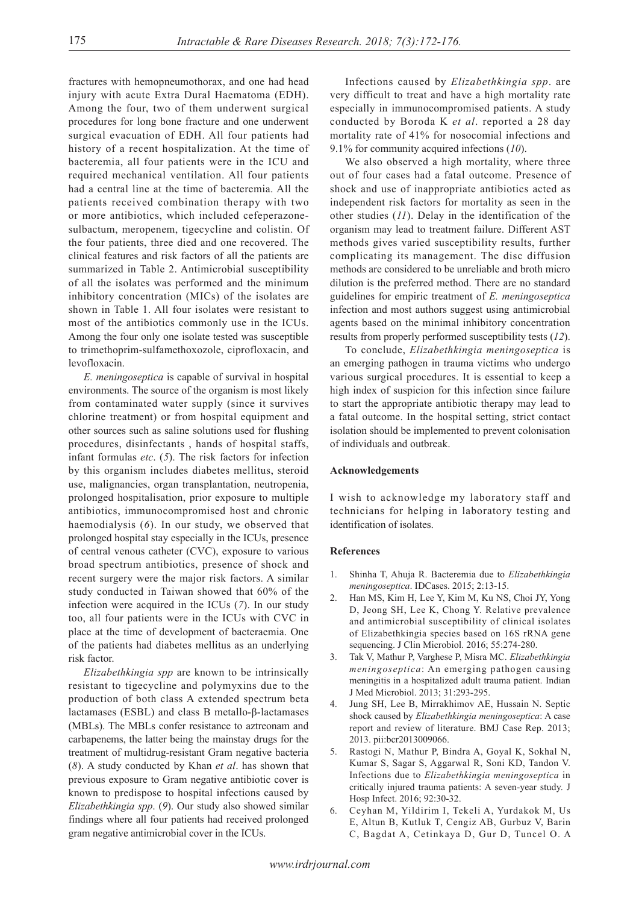fractures with hemopneumothorax, and one had head injury with acute Extra Dural Haematoma (EDH). Among the four, two of them underwent surgical procedures for long bone fracture and one underwent surgical evacuation of EDH. All four patients had history of a recent hospitalization. At the time of bacteremia, all four patients were in the ICU and required mechanical ventilation. All four patients had a central line at the time of bacteremia. All the patients received combination therapy with two or more antibiotics, which included cefeperazone-sulbactum, meropenem, tigecycline and colistin. Of the four patients, three died and one recovered. The clinical features and risk factors of all the patients are summarized in Table 2. Antimicrobial susceptibility of all the isolates was performed and the minimum inhibitory concentration (MICs) of the isolates are shown in Table 1. All four isolates were resistant to most of the antibiotics commonly use in the ICUs. Among the four only one isolate tested was susceptible to trimethoprim-sulfamethoxozole, ciprofloxacin, and levofloxacin.

*E. meningoseptica* is capable of survival in hospital environments. The source of the organism is most likely from contaminated water supply (since it survives chlorine treatment) or from hospital equipment and other sources such as saline solutions used for flushing procedures, disinfectants , hands of hospital staffs, infant formulas *etc*. (*5*). The risk factors for infection by this organism includes diabetes mellitus, steroid use, malignancies, organ transplantation, neutropenia, prolonged hospitalisation, prior exposure to multiple antibiotics, immunocompromised host and chronic haemodialysis (*6*). In our study, we observed that prolonged hospital stay especially in the ICUs, presence of central venous catheter (CVC), exposure to various broad spectrum antibiotics, presence of shock and recent surgery were the major risk factors. A similar study conducted in Taiwan showed that 60% of the infection were acquired in the ICUs (*7*). In our study too, all four patients were in the ICUs with CVC in place at the time of development of bacteraemia. One of the patients had diabetes mellitus as an underlying risk factor.

*Elizabethkingia spp* are known to be intrinsically resistant to tigecycline and polymyxins due to the production of both class A extended spectrum beta lactamases (ESBL) and class B metallo-β-lactamases (MBLs). The MBLs confer resistance to aztreonam and carbapenems, the latter being the mainstay drugs for the treatment of multidrug-resistant Gram negative bacteria (*8*). A study conducted by Khan *et al*. has shown that previous exposure to Gram negative antibiotic cover is known to predispose to hospital infections caused by *Elizabethkingia spp*. (*9*). Our study also showed similar findings where all four patients had received prolonged gram negative antimicrobial cover in the ICUs.

Infections caused by *Elizabethkingia spp*. are very difficult to treat and have a high mortality rate especially in immunocompromised patients. A study conducted by Boroda K *et al*. reported a 28 day mortality rate of 41% for nosocomial infections and 9.1% for community acquired infections (*10*).

We also observed a high mortality, where three out of four cases had a fatal outcome. Presence of shock and use of inappropriate antibiotics acted as independent risk factors for mortality as seen in the other studies (*11*). Delay in the identification of the organism may lead to treatment failure. Different AST methods gives varied susceptibility results, further complicating its management. The disc diffusion methods are considered to be unreliable and broth micro dilution is the preferred method. There are no standard guidelines for empiric treatment of *E. meningoseptica* infection and most authors suggest using antimicrobial agents based on the minimal inhibitory concentration results from properly performed susceptibility tests (*12*).

To conclude, *Elizabethkingia meningoseptica* is an emerging pathogen in trauma victims who undergo various surgical procedures. It is essential to keep a high index of suspicion for this infection since failure to start the appropriate antibiotic therapy may lead to a fatal outcome. In the hospital setting, strict contact isolation should be implemented to prevent colonisation of individuals and outbreak.

### Acknowledgements

I wish to acknowledge my laboratory staff and technicians for helping in laboratory testing and identification of isolates.

### References

1. Shinha T, Ahuja R. Bacteremia due to *Elizabethkingia meningoseptica*. IDCases. 2015; 2:13-15.
2. Han MS, Kim H, Lee Y, Kim M, Ku NS, Choi JY, Yong D, Jeong SH, Lee K, Chong Y. Relative prevalence and antimicrobial susceptibility of clinical isolates of Elizabethkingia species based on 16S rRNA gene sequencing. J Clin Microbiol. 2016; 55:274-280.
3. Tak V, Mathur P, Varghese P, Misra MC. *Elizabethkingia meningoseptica*: An emerging pathogen causing meningitis in a hospitalized adult trauma patient. Indian J Med Microbiol. 2013; 31:293-295.
4. Jung SH, Lee B, Mirrakhimov AE, Hussain N. Septic shock caused by *Elizabethkingia meningoseptica*: A case report and review of literature. BMJ Case Rep. 2013; 2013. pii:bcr2013009066.
5. Rastogi N, Mathur P, Bindra A, Goyal K, Sokhal N, Kumar S, Sagar S, Aggarwal R, Soni KD, Tandon V. Infections due to *Elizabethkingia meningoseptica* in critically injured trauma patients: A seven-year study. J Hosp Infect. 2016; 92:30-32.
6. Ceyhan M, Yildirim I, Tekeli A, Yurdakok M, Us E, Altun B, Kutluk T, Cengiz AB, Gurbuz V, Barin C, Bagdat A, Cetinkaya D, Gur D, Tuncel O. A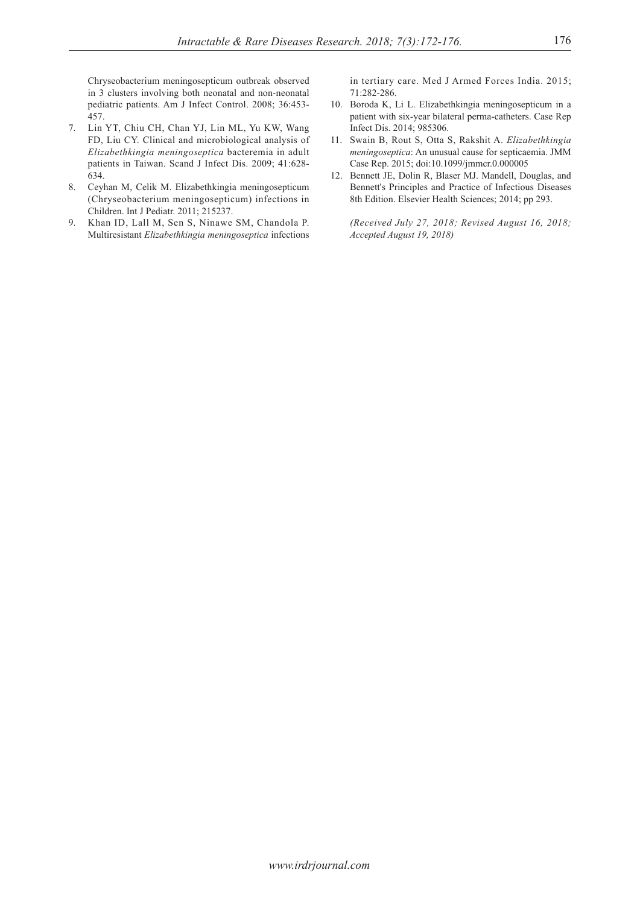Chryseobacterium meningosepticum outbreak observed in 3 clusters involving both neonatal and non-neonatal pediatric patients. Am J Infect Control. 2008; 36:453-457.

7. Lin YT, Chiu CH, Chan YJ, Lin ML, Yu KW, Wang FD, Liu CY. Clinical and microbiological analysis of *Elizabethkingia meningoseptica* bacteremia in adult patients in Taiwan. Scand J Infect Dis. 2009; 41:628-634.
8. Ceyhan M, Celik M. Elizabethkingia meningosepticum (Chryseobacterium meningosepticum) infections in Children. Int J Pediatr. 2011; 215237.
9. Khan ID, Lall M, Sen S, Ninawe SM, Chandola P. Multiresistant *Elizabethkingia meningoseptica* infections in tertiary care. Med J Armed Forces India. 2015; 71:282-286.
10. Boroda K, Li L. Elizabethkingia meningosepticum in a patient with six-year bilateral perma-catheters. Case Rep Infect Dis. 2014; 985306.
11. Swain B, Rout S, Otta S, Rakshit A. *Elizabethkingia meningoseptica*: An unusual cause for septicaemia. JMM Case Rep. 2015; doi:10.1099/jmmcr.0.000005
12. Bennett JE, Dolin R, Blaser MJ. Mandell, Douglas, and Bennett's Principles and Practice of Infectious Diseases 8th Edition. Elsevier Health Sciences; 2014; pp 293.

*(Received July 27, 2018; Revised August 16, 2018; Accepted August 19, 2018)*